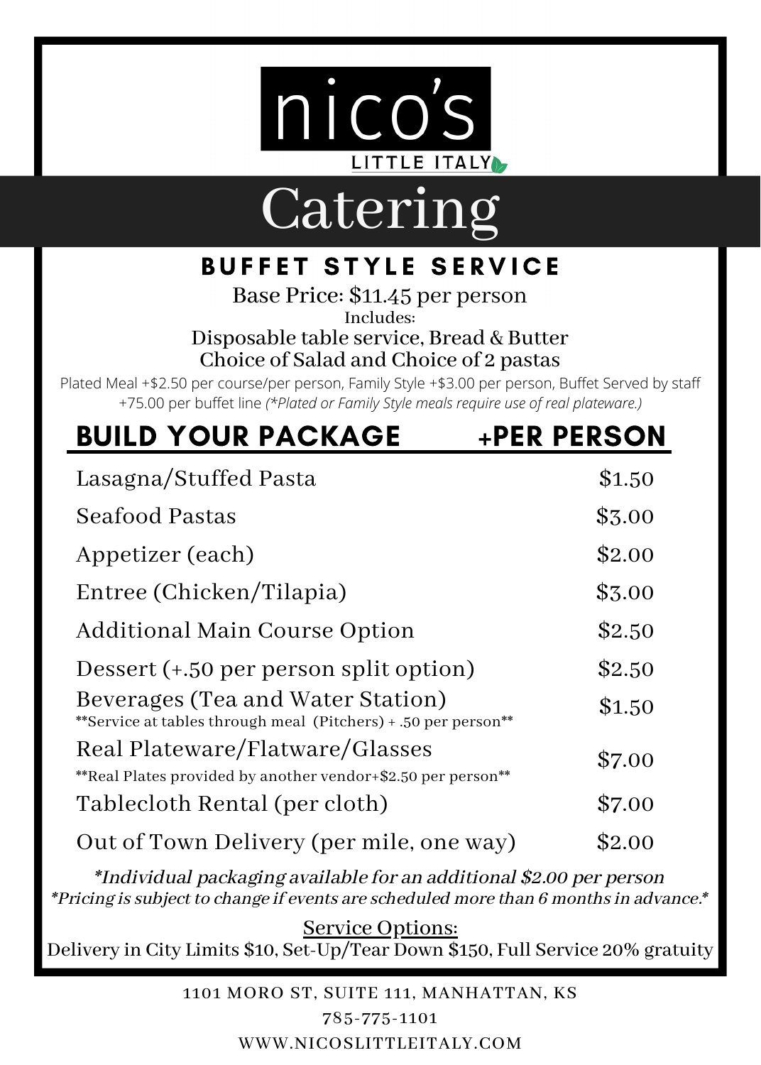# nico's

LITTLE ITALY

# Catering

## BUFFET STYLE SERVICE

Base Price: $11.45 per person

Includes:

Disposable table service, Bread & Butter

Choice of Salad and Choice of 2 pastas

Plated Meal +$2.50 per course/per person, Family Style +$3.00 per person, Buffet Served by staff +75.00 per buffet line *(*Plated or Family Style meals require use of real plateware.)*

| BUILD YOUR PACKAGE | +PER PERSON |
|---|---|
| Lasagna/Stuffed Pasta | $1.50 |
| Seafood Pastas | $3.00 |
| Appetizer (each) | $2.00 |
| Entree (Chicken/Tilapia) | $3.00 |
| Additional Main Course Option | $2.50 |
| Dessert (+.50 per person split option) | $2.50 |
| Beverages (Tea and Water Station)<br>**Service at tables through meal (Pitchers) + .50 per person** | $1.50 |
| Real Plateware/Flatware/Glasses<br>**Real Plates provided by another vendor+$2.50 per person** | $7.00 |
| Tablecloth Rental (per cloth) | $7.00 |
| Out of Town Delivery (per mile, one way) | $2.00 |

*\*Individual packaging available for an additional $2.00 per person*

*\*Pricing is subject to change if events are scheduled more than 6 months in advance.\**

Service Options:

Delivery in City Limits $10, Set-Up/Tear Down $150, Full Service 20% gratuity

1101 MORO ST, SUITE 111, MANHATTAN, KS

785-775-1101

WWW.NICOSLITTLEITALY.COM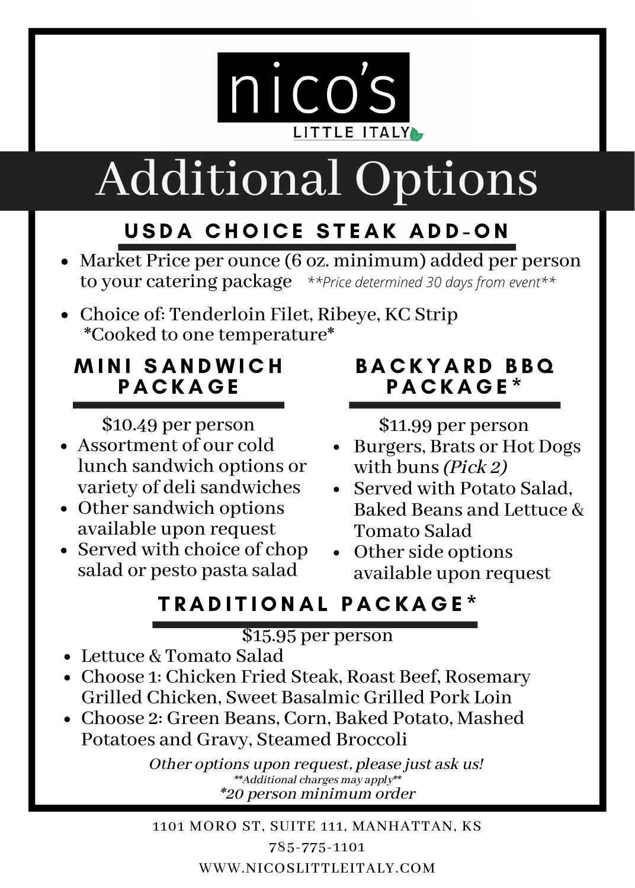nico's

LITTLE ITALY

# Additional Options

## USDA CHOICE STEAK ADD-ON

- Market Price per ounce (6 oz. minimum) added per person to your catering package *\*\*Price determined 30 days from event\*\**
- Choice of: Tenderloin Filet, Ribeye, KC Strip
  *Cooked to one temperature*

## MINI SANDWICH PACKAGE

$10.49 per person

- Assortment of our cold lunch sandwich options or variety of deli sandwiches
- Other sandwich options available upon request
- Served with choice of chop salad or pesto pasta salad

## BACKYARD BBQ PACKAGE*

$11.99 per person

- Burgers, Brats or Hot Dogs with buns *(Pick 2)*
- Served with Potato Salad, Baked Beans and Lettuce & Tomato Salad
- Other side options available upon request

## TRADITIONAL PACKAGE*

$15.95 per person

- Lettuce & Tomato Salad
- Choose 1: Chicken Fried Steak, Roast Beef, Rosemary Grilled Chicken, Sweet Basalmic Grilled Pork Loin
- Choose 2: Green Beans, Corn, Baked Potato, Mashed Potatoes and Gravy, Steamed Broccoli

*Other options upon request, please just ask us!*

*\*\*Additional charges may apply\*\**

*\*20 person minimum order*

1101 MORO ST, SUITE 111, MANHATTAN, KS

785-775-1101

WWW.NICOSLITTLEITALY.COM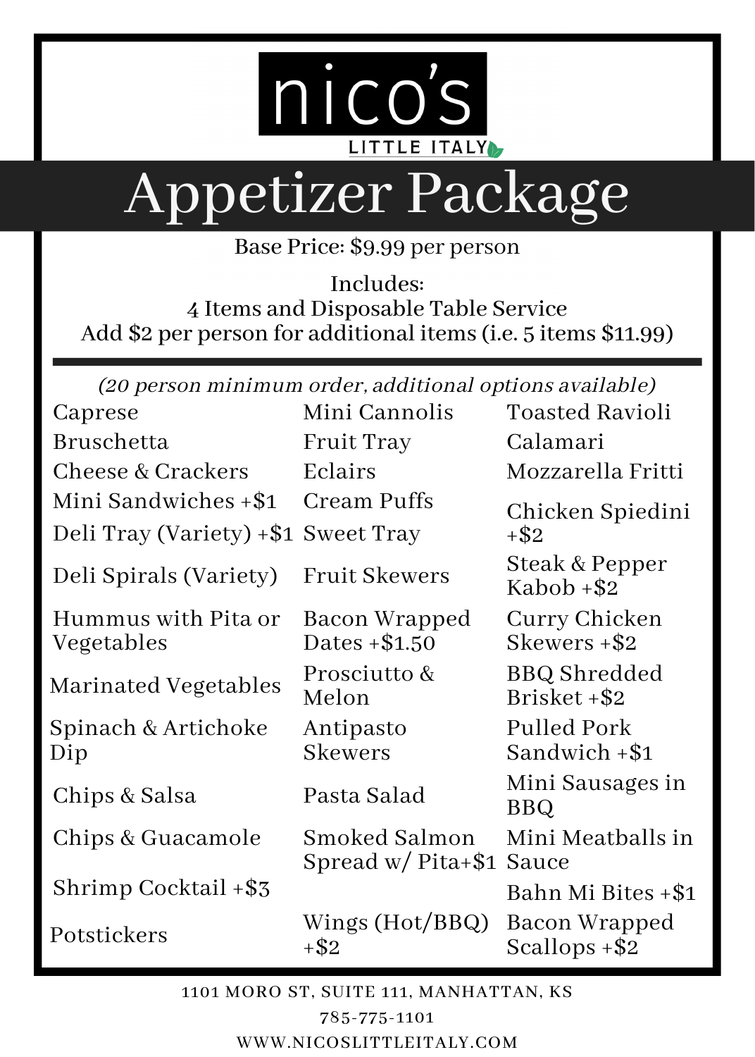nico's

LITTLE ITALY

# Appetizer Package

Base Price: $9.99 per person

Includes:
4 Items and Disposable Table Service
Add $2 per person for additional items (i.e. 5 items $11.99)

*(20 person minimum order, additional options available)*

| | | |
|---|---|---|
| Caprese | Mini Cannolis | Toasted Ravioli |
| Bruschetta | Fruit Tray | Calamari |
| Cheese & Crackers | Eclairs | Mozzarella Fritti |
| Mini Sandwiches +$1 | Cream Puffs | Chicken Spiedini +$2 |
| Deli Tray (Variety) +$1 | Sweet Tray | |
| Deli Spirals (Variety) | Fruit Skewers | Steak & Pepper Kabob +$2 |
| Hummus with Pita or Vegetables | Bacon Wrapped Dates +$1.50 | Curry Chicken Skewers +$2 |
| Marinated Vegetables | Prosciutto & Melon | BBQ Shredded Brisket +$2 |
| Spinach & Artichoke Dip | Antipasto Skewers | Pulled Pork Sandwich +$1 |
| Chips & Salsa | Pasta Salad | Mini Sausages in BBQ |
| Chips & Guacamole | Smoked Salmon Spread w/ Pita+$1 | Mini Meatballs in Sauce |
| Shrimp Cocktail +$3 | | Bahn Mi Bites +$1 |
| Potstickers | Wings (Hot/BBQ) +$2 | Bacon Wrapped Scallops +$2 |

1101 MORO ST, SUITE 111, MANHATTAN, KS

785-775-1101

WWW.NICOSLITTLEITALY.COM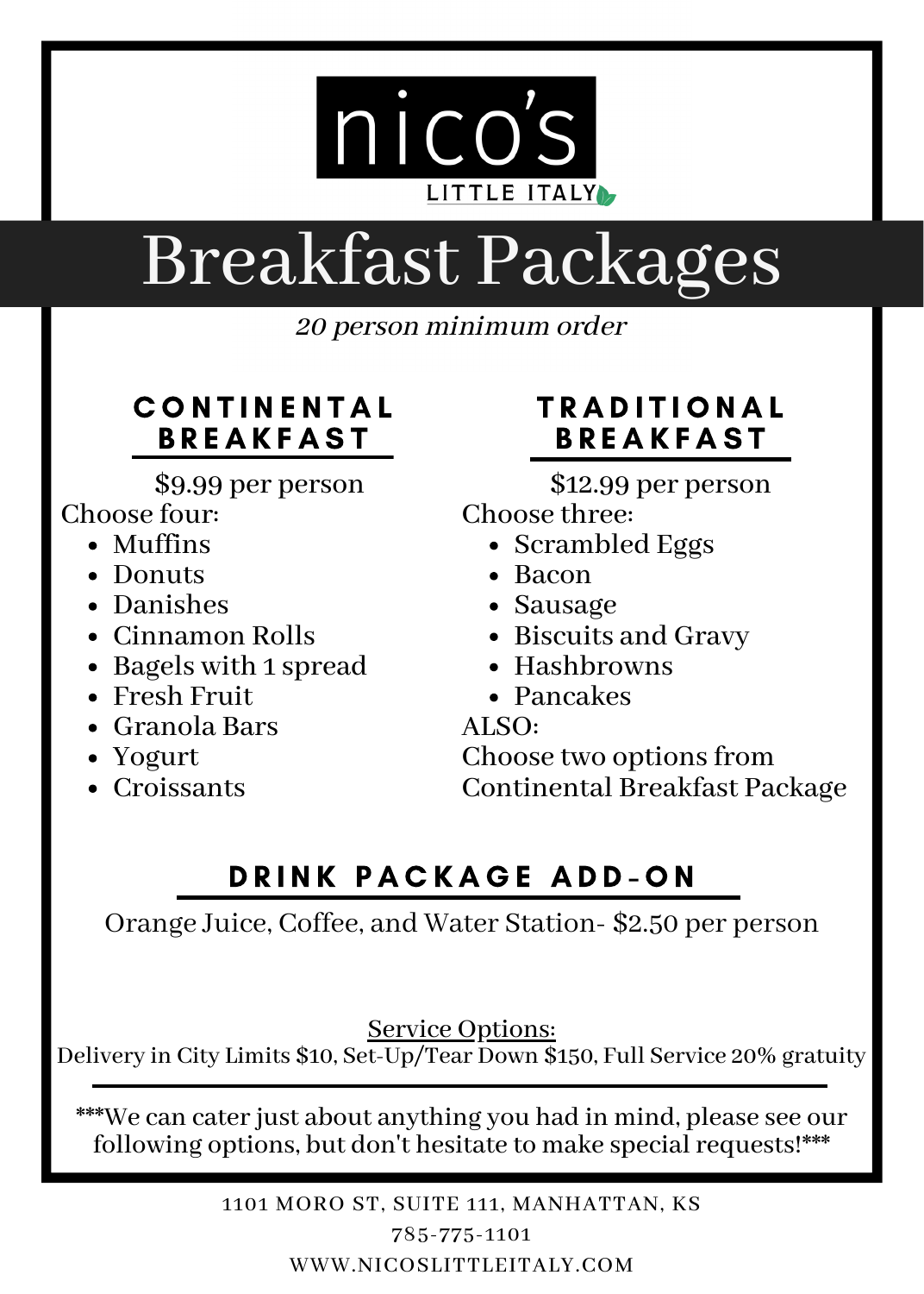# nico's

LITTLE ITALY

# Breakfast Packages

*20 person minimum order*

## CONTINENTAL BREAKFAST

$9.99 per person

Choose four:

- Muffins
- Donuts
- Danishes
- Cinnamon Rolls
- Bagels with 1 spread
- Fresh Fruit
- Granola Bars
- Yogurt
- Croissants

## TRADITIONAL BREAKFAST

$12.99 per person

Choose three:

- Scrambled Eggs
- Bacon
- Sausage
- Biscuits and Gravy
- Hashbrowns
- Pancakes

ALSO:
Choose two options from Continental Breakfast Package

## DRINK PACKAGE ADD-ON

Orange Juice, Coffee, and Water Station- $2.50 per person

Service Options:
Delivery in City Limits $10, Set-Up/Tear Down $150, Full Service 20% gratuity

***We can cater just about anything you had in mind, please see our following options, but don't hesitate to make special requests!***

1101 MORO ST, SUITE 111, MANHATTAN, KS
785-775-1101
WWW.NICOSLITTLEITALY.COM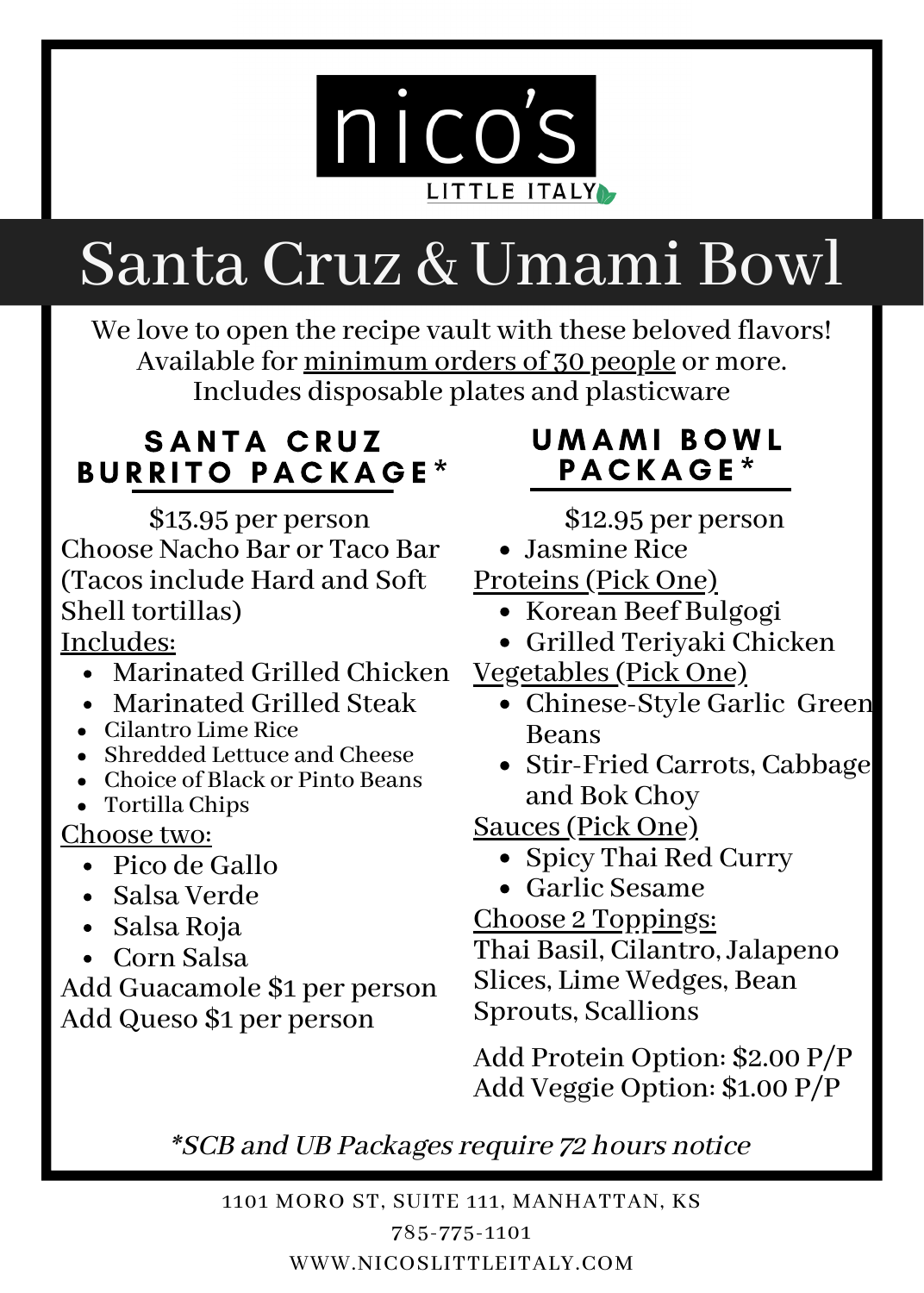# nico's

LITTLE ITALY

# Santa Cruz & Umami Bowl

We love to open the recipe vault with these beloved flavors!
Available for minimum orders of 30 people or more.
Includes disposable plates and plasticware

## SANTA CRUZ BURRITO PACKAGE*

$13.95 per person

Choose Nacho Bar or Taco Bar (Tacos include Hard and Soft Shell tortillas)

Includes:

- Marinated Grilled Chicken
- Marinated Grilled Steak
- Cilantro Lime Rice
- Shredded Lettuce and Cheese
- Choice of Black or Pinto Beans
- Tortilla Chips

Choose two:

- Pico de Gallo
- Salsa Verde
- Salsa Roja
- Corn Salsa

Add Guacamole $1 per person
Add Queso $1 per person

## UMAMI BOWL PACKAGE*

$12.95 per person

- Jasmine Rice

Proteins (Pick One)

- Korean Beef Bulgogi
- Grilled Teriyaki Chicken

Vegetables (Pick One)

- Chinese-Style Garlic Green Beans
- Stir-Fried Carrots, Cabbage and Bok Choy

Sauces (Pick One)

- Spicy Thai Red Curry
- Garlic Sesame

Choose 2 Toppings:
Thai Basil, Cilantro, Jalapeno Slices, Lime Wedges, Bean Sprouts, Scallions

Add Protein Option: $2.00 P/P
Add Veggie Option: $1.00 P/P

*\*SCB and UB Packages require 72 hours notice*

1101 MORO ST, SUITE 111, MANHATTAN, KS
785-775-1101
WWW.NICOSLITTLEITALY.COM